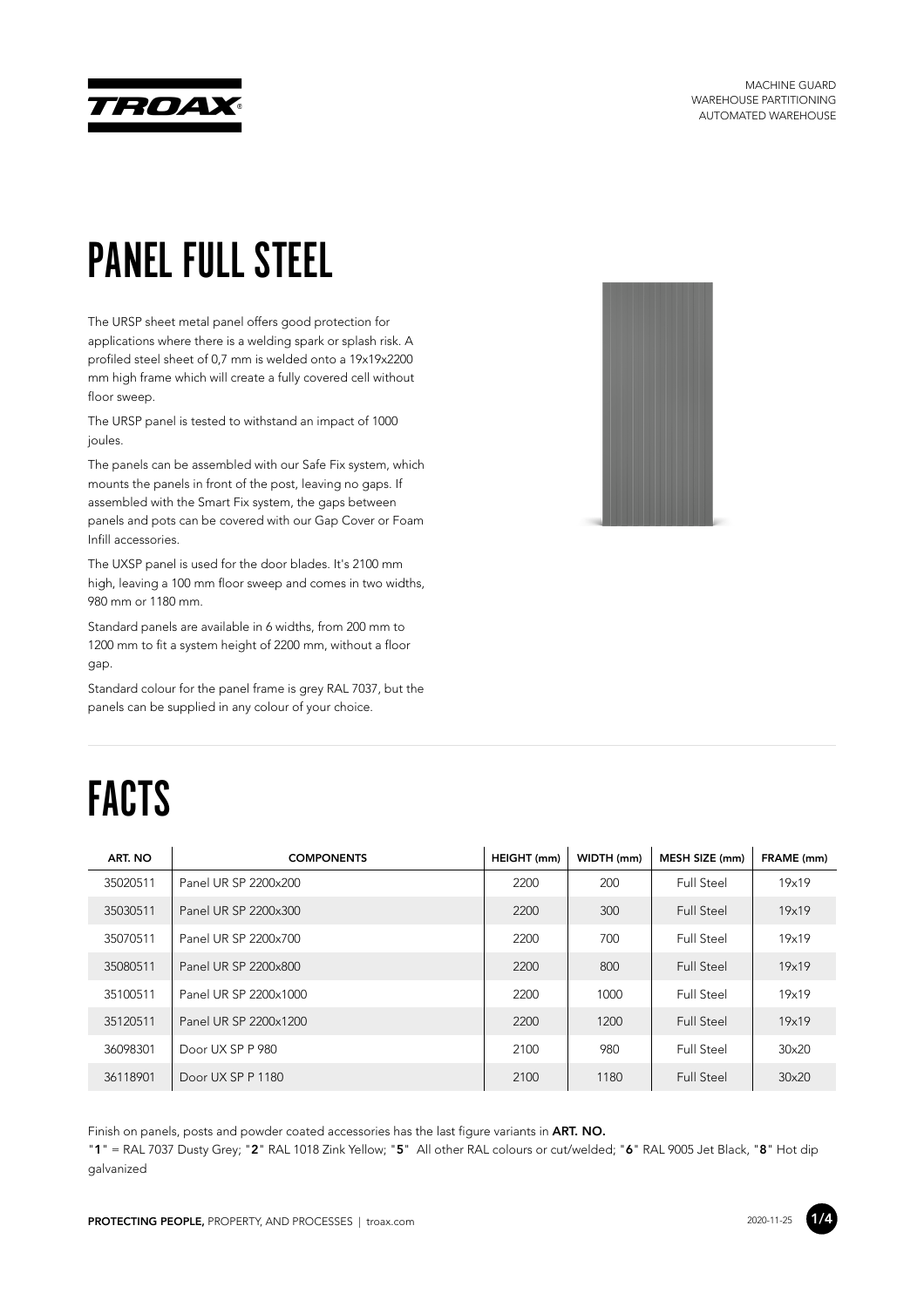MACHINE GUARD
WAREHOUSE PARTITIONING
AUTOMATED WAREHOUSE

# PANEL FULL STEEL

The URSP sheet metal panel offers good protection for applications where there is a welding spark or splash risk. A profiled steel sheet of 0,7 mm is welded onto a 19x19x2200 mm high frame which will create a fully covered cell without floor sweep.

The URSP panel is tested to withstand an impact of 1000 joules.

The panels can be assembled with our Safe Fix system, which mounts the panels in front of the post, leaving no gaps. If assembled with the Smart Fix system, the gaps between panels and pots can be covered with our Gap Cover or Foam Infill accessories.

The UXSP panel is used for the door blades. It's 2100 mm high, leaving a 100 mm floor sweep and comes in two widths, 980 mm or 1180 mm.

Standard panels are available in 6 widths, from 200 mm to 1200 mm to fit a system height of 2200 mm, without a floor gap.

Standard colour for the panel frame is grey RAL 7037, but the panels can be supplied in any colour of your choice.

# FACTS

| ART. NO | COMPONENTS | HEIGHT (mm) | WIDTH (mm) | MESH SIZE (mm) | FRAME (mm) |
|---|---|---|---|---|---|
| 35020511 | Panel UR SP 2200x200 | 2200 | 200 | Full Steel | 19x19 |
| 35030511 | Panel UR SP 2200x300 | 2200 | 300 | Full Steel | 19x19 |
| 35070511 | Panel UR SP 2200x700 | 2200 | 700 | Full Steel | 19x19 |
| 35080511 | Panel UR SP 2200x800 | 2200 | 800 | Full Steel | 19x19 |
| 35100511 | Panel UR SP 2200x1000 | 2200 | 1000 | Full Steel | 19x19 |
| 35120511 | Panel UR SP 2200x1200 | 2200 | 1200 | Full Steel | 19x19 |
| 36098301 | Door UX SP P 980 | 2100 | 980 | Full Steel | 30x20 |
| 36118901 | Door UX SP P 1180 | 2100 | 1180 | Full Steel | 30x20 |

Finish on panels, posts and powder coated accessories has the last figure variants in **ART. NO.**

"**1**" = RAL 7037 Dusty Grey; "**2**" RAL 1018 Zink Yellow; "**5**" All other RAL colours or cut/welded; "**6**" RAL 9005 Jet Black, "**8**" Hot dip galvanized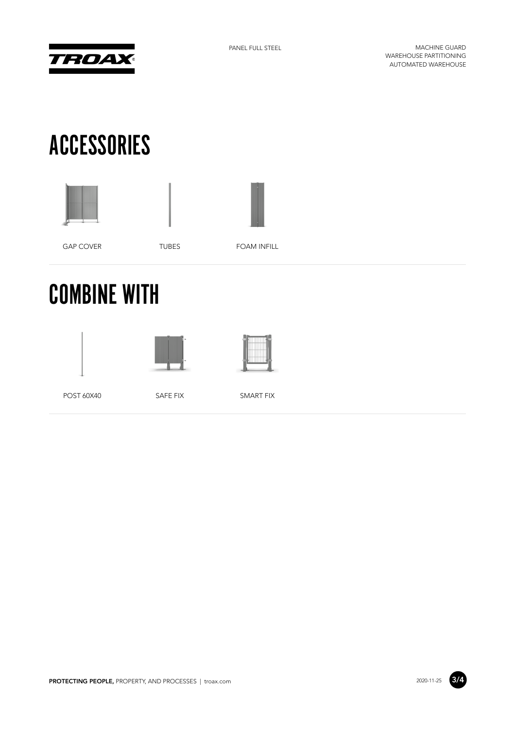# ACCESSORIES

GAP COVER

TUBES

FOAM INFILL

# COMBINE WITH

POST 60X40

SAFE FIX

SMART FIX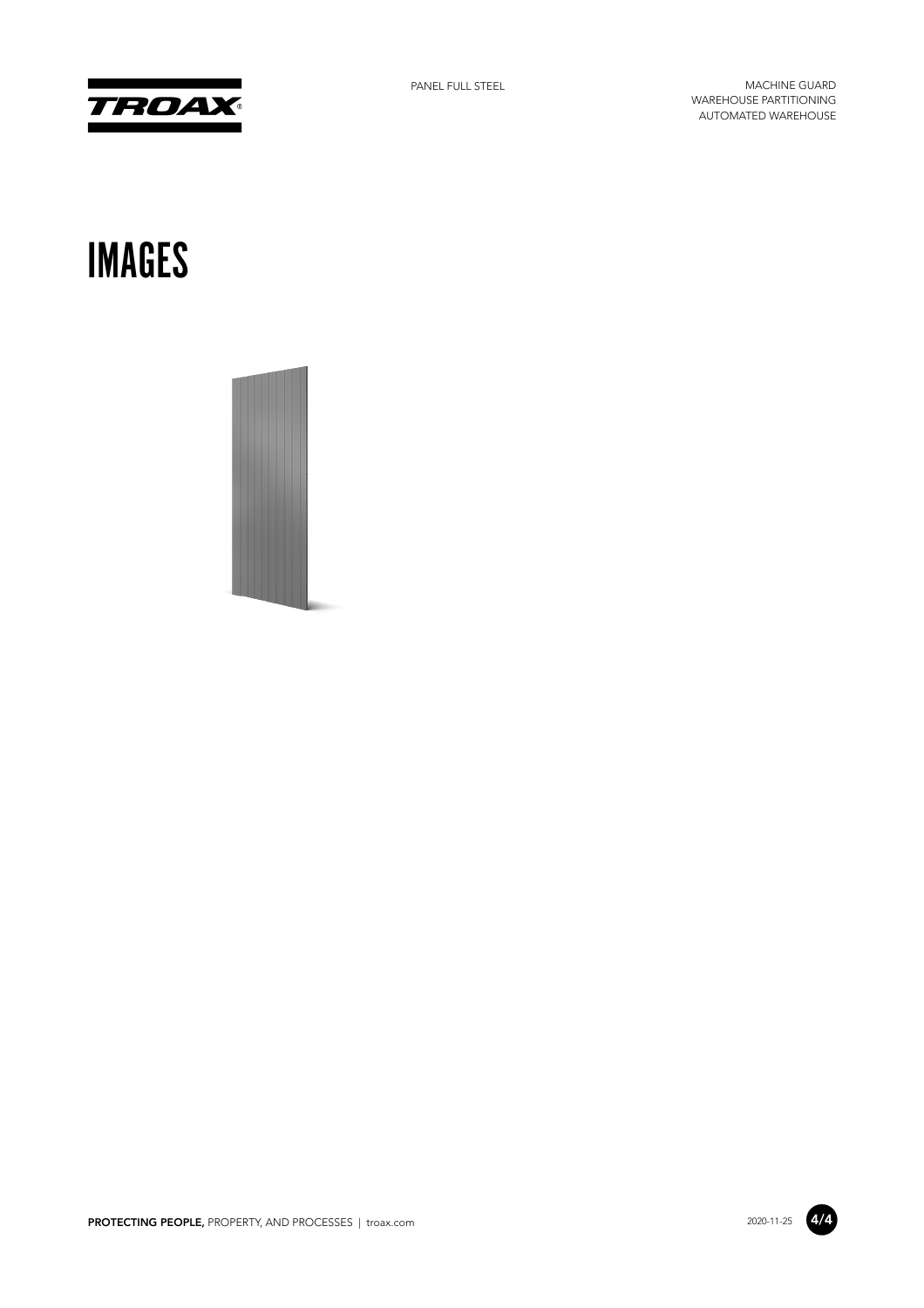# IMAGES